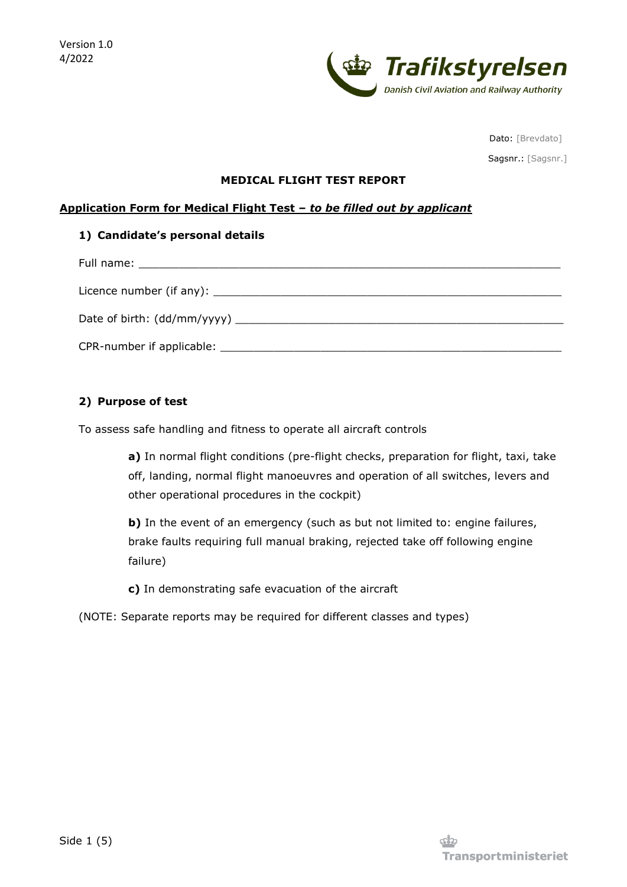Version 1.0
4/2022

Trafikstyrelsen
Danish Civil Aviation and Railway Authority

Dato: [Brevdato]

Sagsnr.: [Sagsnr.]

**MEDICAL FLIGHT TEST REPORT**

**Application Form for Medical Flight Test – *to be filled out by applicant***

### 1) Candidate's personal details

Full name: ______________________________________________________________

Licence number (if any): ___________________________________________________

Date of birth: (dd/mm/yyyy) _______________________________________________

CPR-number if applicable: _________________________________________________

### 2) Purpose of test

To assess safe handling and fitness to operate all aircraft controls

> **a)** In normal flight conditions (pre-flight checks, preparation for flight, taxi, take off, landing, normal flight manoeuvres and operation of all switches, levers and other operational procedures in the cockpit)
>
> **b)** In the event of an emergency (such as but not limited to: engine failures, brake faults requiring full manual braking, rejected take off following engine failure)
>
> **c)** In demonstrating safe evacuation of the aircraft

(NOTE: Separate reports may be required for different classes and types)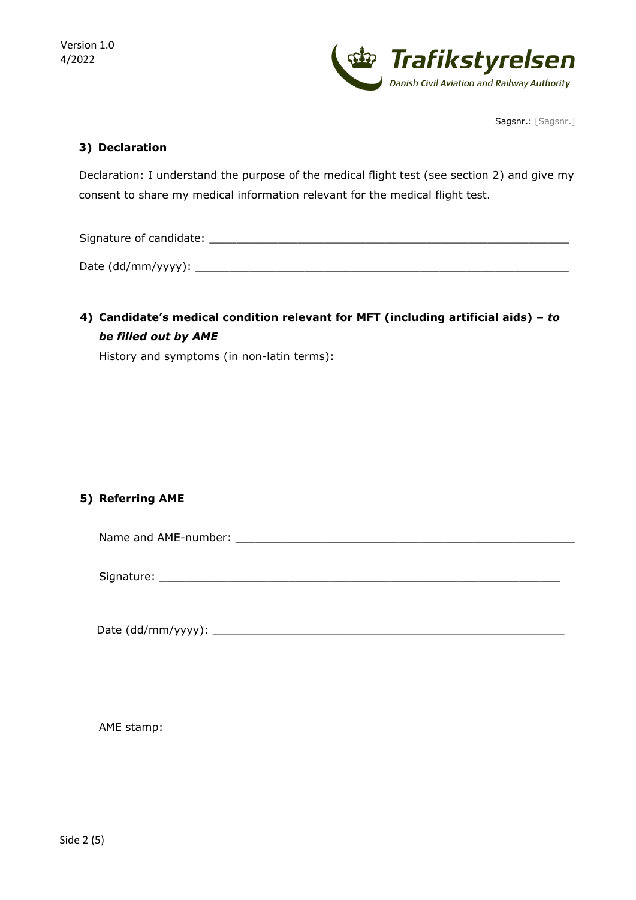Sagsnr.: [Sagsnr.]

### 3) Declaration

Declaration: I understand the purpose of the medical flight test (see section 2) and give my consent to share my medical information relevant for the medical flight test.

Signature of candidate: _______________________________________________________

Date (dd/mm/yyyy): _________________________________________________________

### 4) Candidate's medical condition relevant for MFT (including artificial aids) – *to be filled out by AME*

History and symptoms (in non-latin terms):

### 5) Referring AME

Name and AME-number: ____________________________________________________

Signature: _____________________________________________________________

Date (dd/mm/yyyy): ______________________________________________________

AME stamp: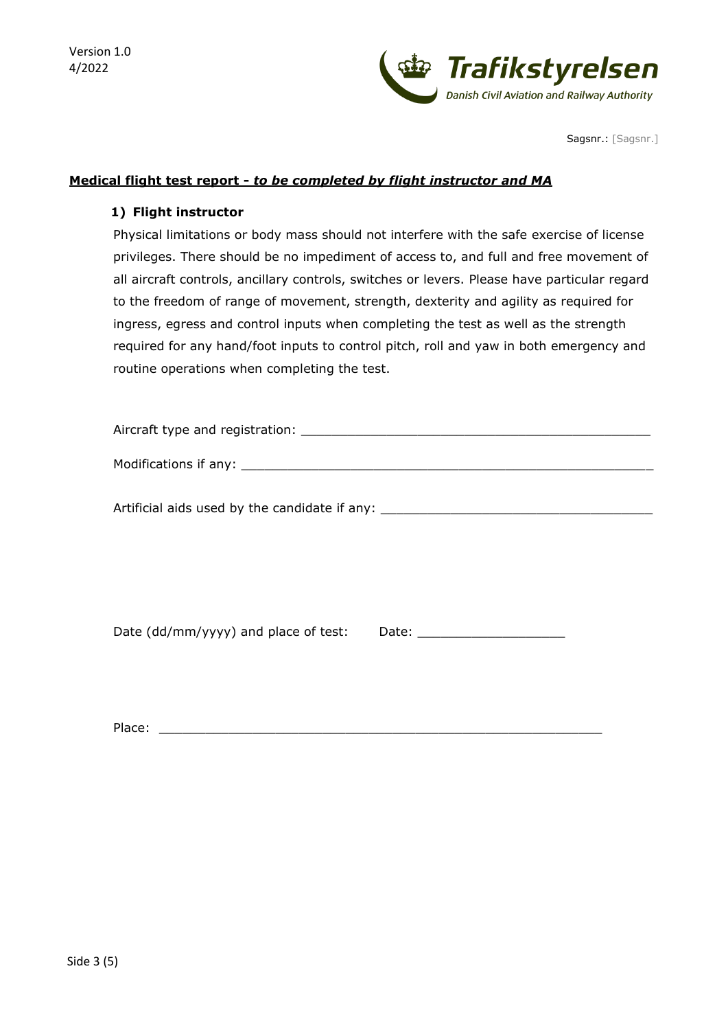Sagsnr.: [Sagsnr.]

**Medical flight test report - *to be completed by flight instructor and MA***

**1) Flight instructor**

Physical limitations or body mass should not interfere with the safe exercise of license privileges. There should be no impediment of access to, and full and free movement of all aircraft controls, ancillary controls, switches or levers. Please have particular regard to the freedom of range of movement, strength, dexterity and agility as required for ingress, egress and control inputs when completing the test as well as the strength required for any hand/foot inputs to control pitch, roll and yaw in both emergency and routine operations when completing the test.

Aircraft type and registration: _______________________________________________

Modifications if any: _____________________________________________________

Artificial aids used by the candidate if any: ___________________________________

Date (dd/mm/yyyy) and place of test: Date: ___________________

Place: ___________________________________________________________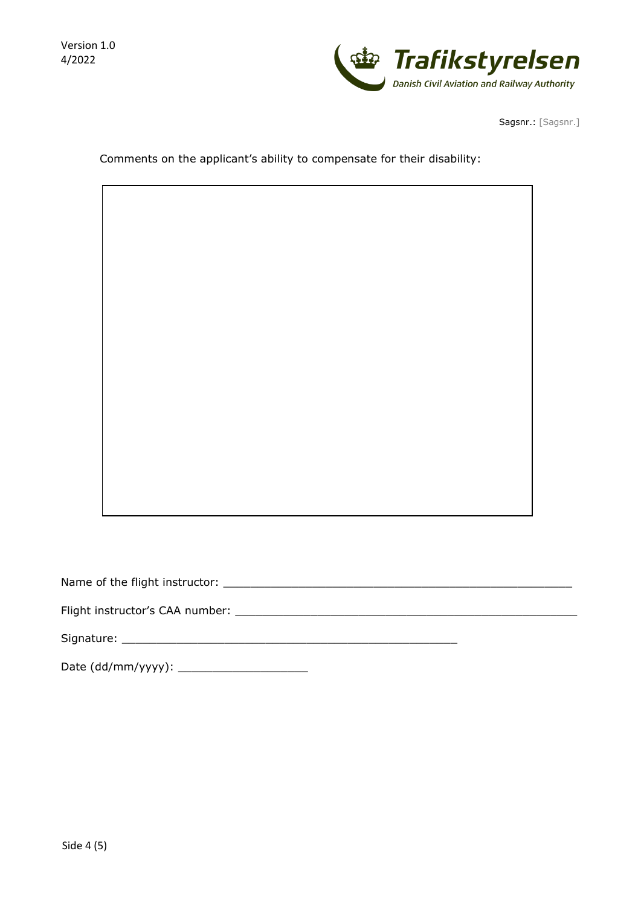Sagsnr.: [Sagsnr.]

Comments on the applicant's ability to compensate for their disability:

| |
|---|
| |

Name of the flight instructor: ____________________________________________________

Flight instructor's CAA number: ____________________________________________________

Signature: __________________________________________________

Date (dd/mm/yyyy): ___________________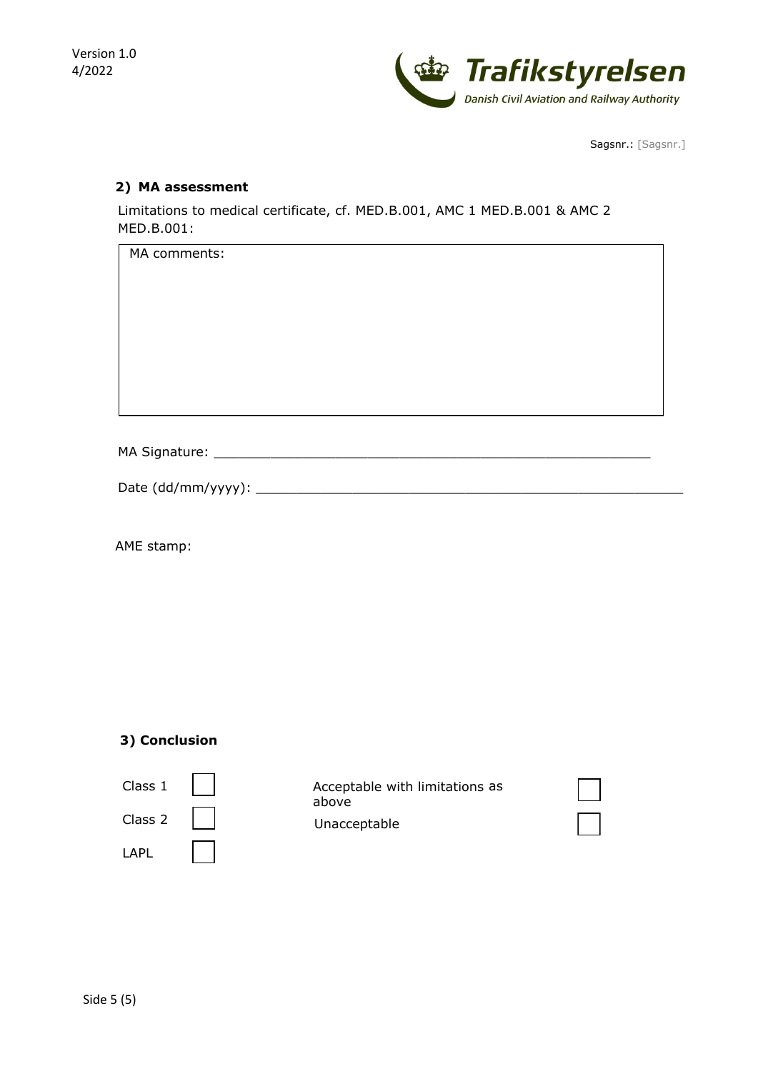Sagsnr.: [Sagsnr.]

## 2) MA assessment

Limitations to medical certificate, cf. MED.B.001, AMC 1 MED.B.001 & AMC 2 MED.B.001:

| MA comments: |
|---|
| |

MA Signature: \_\_\_\_\_\_\_\_\_\_\_\_\_\_\_\_\_\_\_\_\_\_\_\_\_\_\_\_\_\_\_\_\_\_\_\_\_\_\_\_\_\_\_\_\_\_\_\_\_\_\_\_\_\_

Date (dd/mm/yyyy): \_\_\_\_\_\_\_\_\_\_\_\_\_\_\_\_\_\_\_\_\_\_\_\_\_\_\_\_\_\_\_\_\_\_\_\_\_\_\_\_\_\_\_\_\_\_\_\_\_\_\_\_\_\_

AME stamp:

## 3) Conclusion

| | | | |
|---|---|---|---|
| Class 1 | ☐ | Acceptable with limitations as above | ☐ |
| Class 2 | ☐ | Unacceptable | ☐ |
| LAPL | ☐ | | |